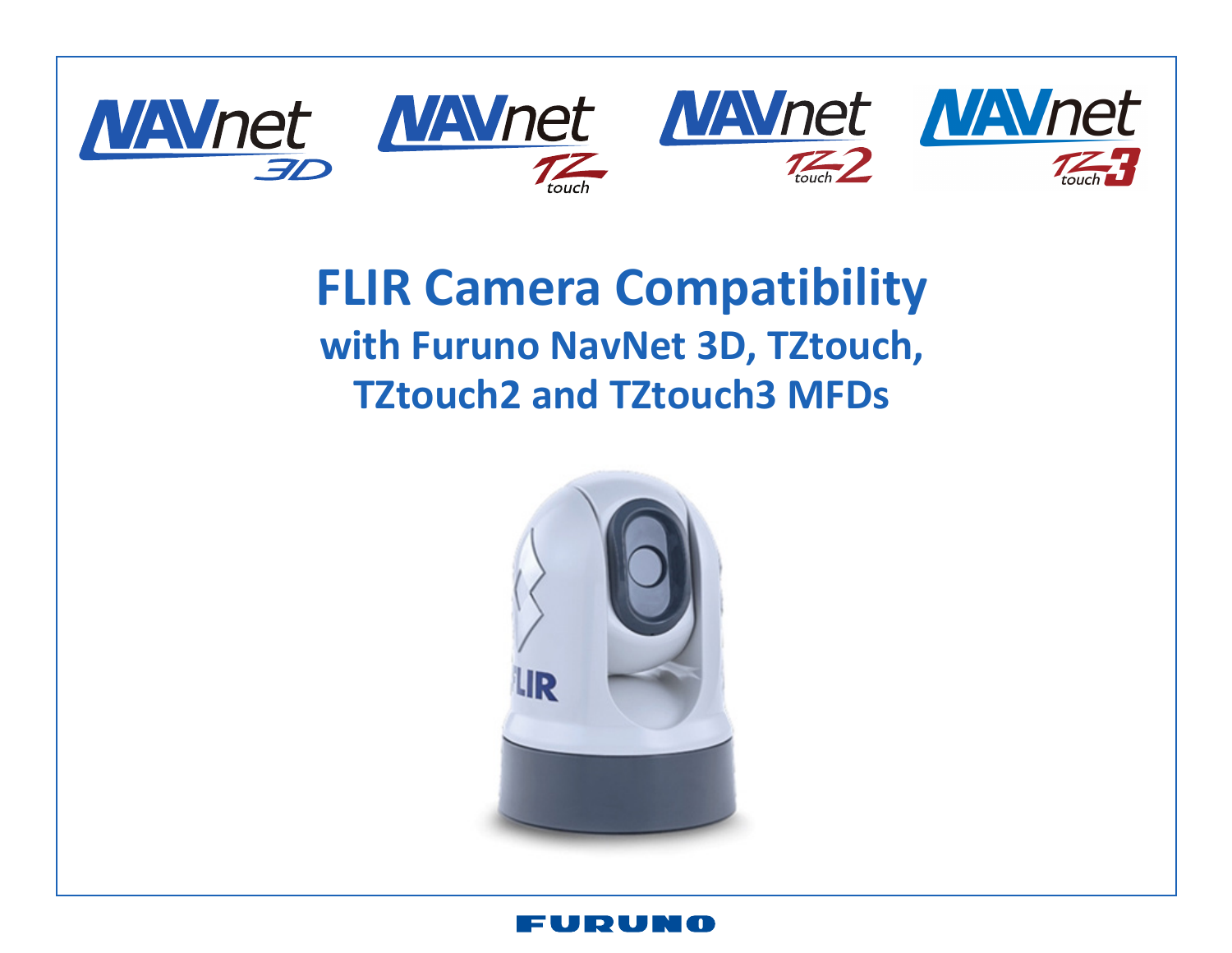# FLIR Camera Compatibility

## with Furuno NavNet 3D, TZtouch, TZtouch2 and TZtouch3 MFDs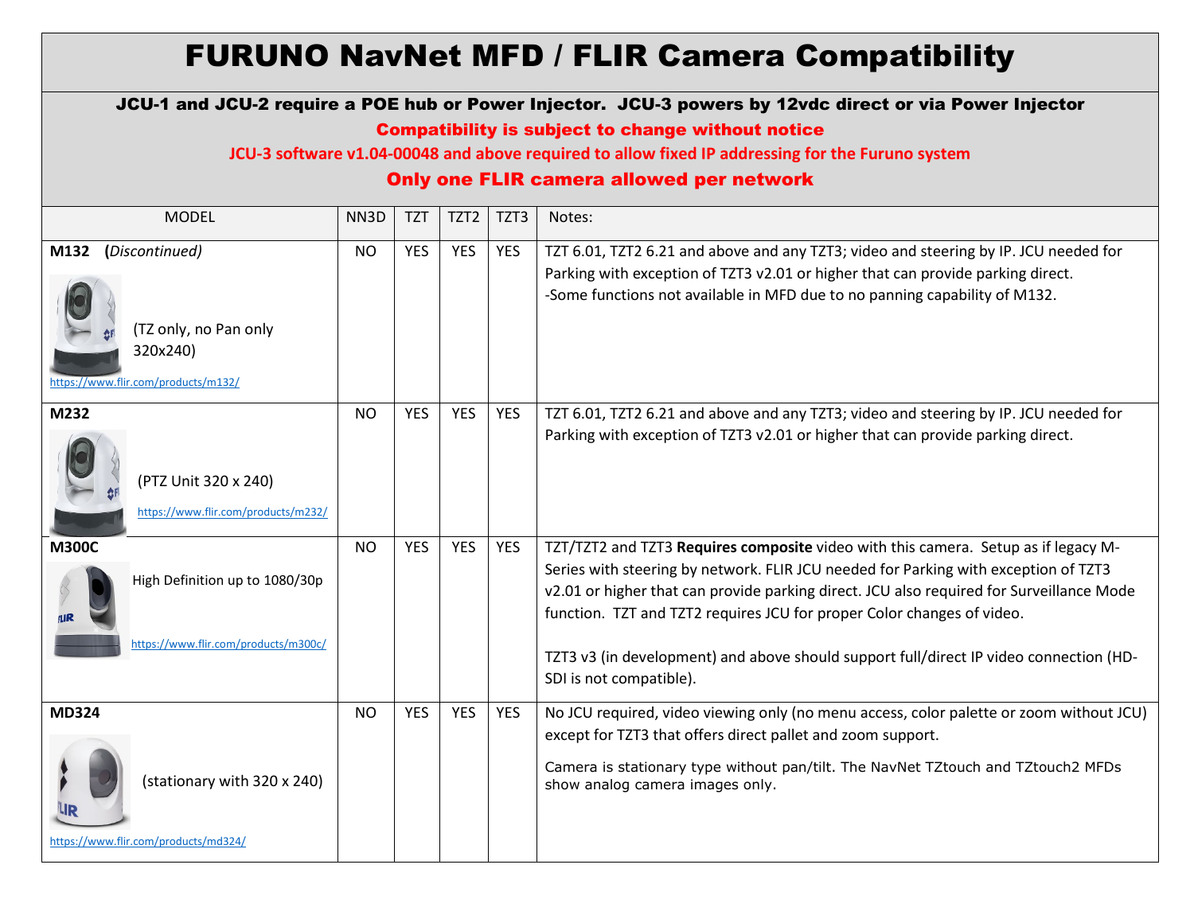# FURUNO NavNet MFD / FLIR Camera Compatibility

**JCU-1 and JCU-2 require a POE hub or Power Injector. JCU-3 powers by 12vdc direct or via Power Injector**

**Compatibility is subject to change without notice**

**JCU-3 software v1.04-00048 and above required to allow fixed IP addressing for the Furuno system**

**Only one FLIR camera allowed per network**

| MODEL | NN3D | TZT | TZT2 | TZT3 | Notes: |
|---|---|---|---|---|---|
| **M132** (*Discontinued*) (TZ only, no Pan only 320x240) https://www.flir.com/products/m132/ | NO | YES | YES | YES | TZT 6.01, TZT2 6.21 and above and any TZT3; video and steering by IP. JCU needed for Parking with exception of TZT3 v2.01 or higher that can provide parking direct. -Some functions not available in MFD due to no panning capability of M132. |
| **M232** (PTZ Unit 320 x 240) https://www.flir.com/products/m232/ | NO | YES | YES | YES | TZT 6.01, TZT2 6.21 and above and any TZT3; video and steering by IP. JCU needed for Parking with exception of TZT3 v2.01 or higher that can provide parking direct. |
| **M300C** High Definition up to 1080/30p https://www.flir.com/products/m300c/ | NO | YES | YES | YES | TZT/TZT2 and TZT3 **Requires composite** video with this camera. Setup as if legacy M-Series with steering by network. FLIR JCU needed for Parking with exception of TZT3 v2.01 or higher that can provide parking direct. JCU also required for Surveillance Mode function. TZT and TZT2 requires JCU for proper Color changes of video. TZT3 v3 (in development) and above should support full/direct IP video connection (HD-SDI is not compatible). |
| **MD324** (stationary with 320 x 240) https://www.flir.com/products/md324/ | NO | YES | YES | YES | No JCU required, video viewing only (no menu access, color palette or zoom without JCU) except for TZT3 that offers direct pallet and zoom support. Camera is stationary type without pan/tilt. The NavNet TZtouch and TZtouch2 MFDs show analog camera images only. |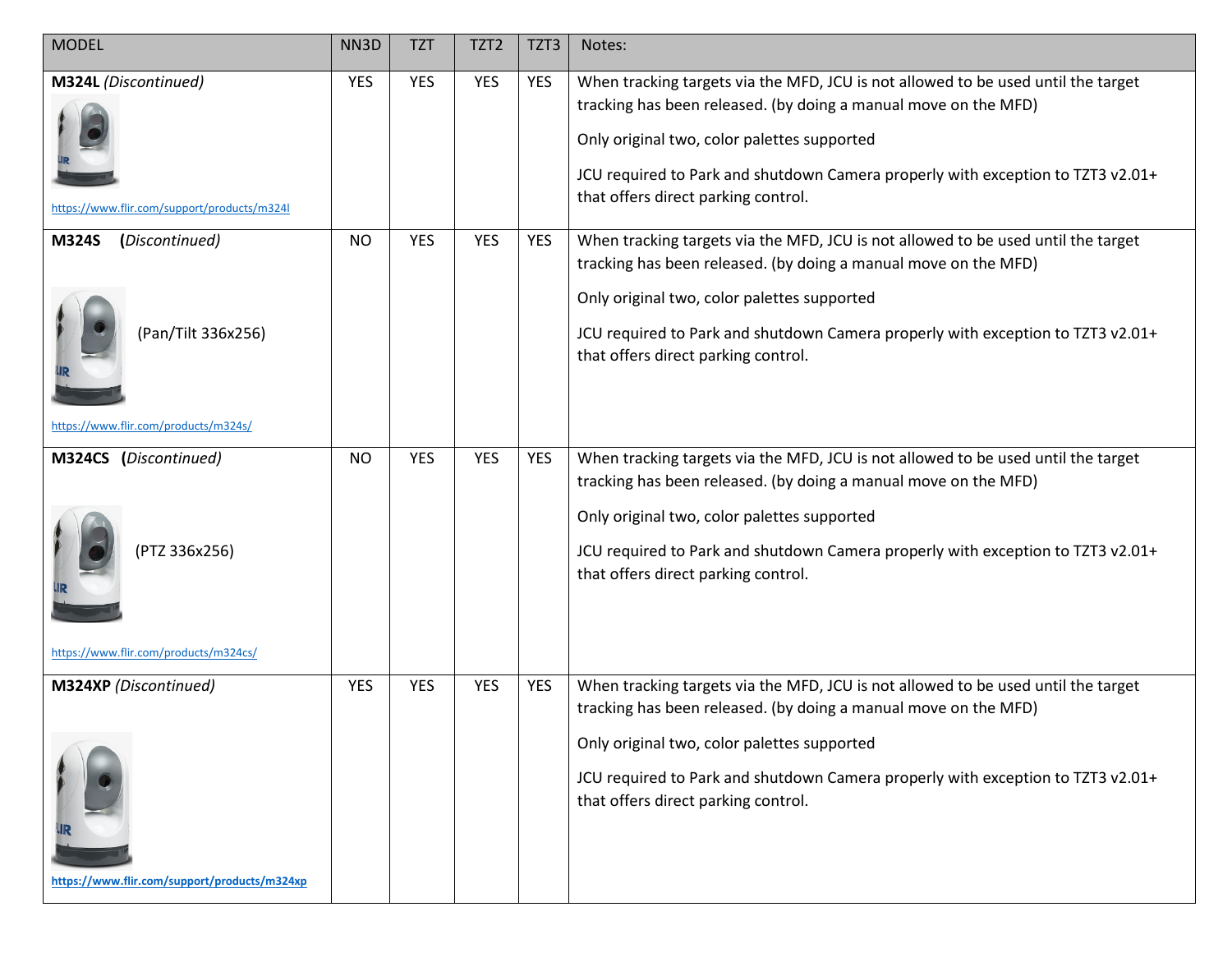| MODEL | NN3D | TZT | TZT2 | TZT3 | Notes: |
|---|---|---|---|---|---|
| **M324L** *(Discontinued)* https://www.flir.com/support/products/m324l | YES | YES | YES | YES | When tracking targets via the MFD, JCU is not allowed to be used until the target tracking has been released. (by doing a manual move on the MFD) Only original two, color palettes supported JCU required to Park and shutdown Camera properly with exception to TZT3 v2.01+ that offers direct parking control. |
| **M324S** *(Discontinued)* (Pan/Tilt 336x256) https://www.flir.com/products/m324s/ | NO | YES | YES | YES | When tracking targets via the MFD, JCU is not allowed to be used until the target tracking has been released. (by doing a manual move on the MFD) Only original two, color palettes supported JCU required to Park and shutdown Camera properly with exception to TZT3 v2.01+ that offers direct parking control. |
| **M324CS** *(Discontinued)* (PTZ 336x256) https://www.flir.com/products/m324cs/ | NO | YES | YES | YES | When tracking targets via the MFD, JCU is not allowed to be used until the target tracking has been released. (by doing a manual move on the MFD) Only original two, color palettes supported JCU required to Park and shutdown Camera properly with exception to TZT3 v2.01+ that offers direct parking control. |
| **M324XP** *(Discontinued)* **https://www.flir.com/support/products/m324xp** | YES | YES | YES | YES | When tracking targets via the MFD, JCU is not allowed to be used until the target tracking has been released. (by doing a manual move on the MFD) Only original two, color palettes supported JCU required to Park and shutdown Camera properly with exception to TZT3 v2.01+ that offers direct parking control. |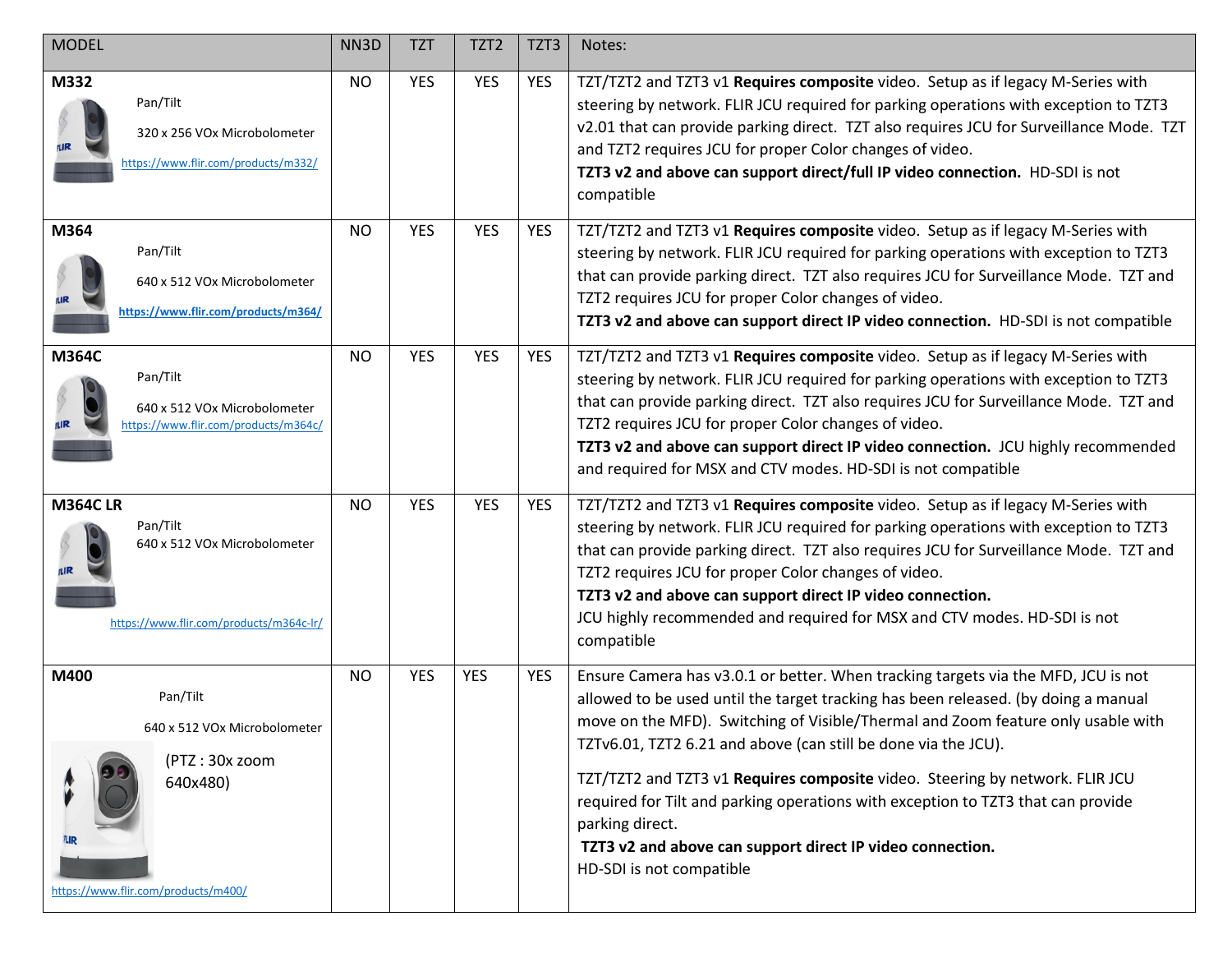| MODEL | NN3D | TZT | TZT2 | TZT3 | Notes: |
|---|---|---|---|---|---|
| **M332**<br>Pan/Tilt<br>320 x 256 VOx Microbolometer<br>https://www.flir.com/products/m332/ | NO | YES | YES | YES | TZT/TZT2 and TZT3 v1 **Requires composite** video. Setup as if legacy M-Series with steering by network. FLIR JCU required for parking operations with exception to TZT3 v2.01 that can provide parking direct. TZT also requires JCU for Surveillance Mode. TZT and TZT2 requires JCU for proper Color changes of video.<br>**TZT3 v2 and above can support direct/full IP video connection.** HD-SDI is not compatible |
| **M364**<br>Pan/Tilt<br>640 x 512 VOx Microbolometer<br>**https://www.flir.com/products/m364/** | NO | YES | YES | YES | TZT/TZT2 and TZT3 v1 **Requires composite** video. Setup as if legacy M-Series with steering by network. FLIR JCU required for parking operations with exception to TZT3 that can provide parking direct. TZT also requires JCU for Surveillance Mode. TZT and TZT2 requires JCU for proper Color changes of video.<br>**TZT3 v2 and above can support direct IP video connection.** HD-SDI is not compatible |
| **M364C**<br>Pan/Tilt<br>640 x 512 VOx Microbolometer<br>https://www.flir.com/products/m364c/ | NO | YES | YES | YES | TZT/TZT2 and TZT3 v1 **Requires composite** video. Setup as if legacy M-Series with steering by network. FLIR JCU required for parking operations with exception to TZT3 that can provide parking direct. TZT also requires JCU for Surveillance Mode. TZT and TZT2 requires JCU for proper Color changes of video.<br>**TZT3 v2 and above can support direct IP video connection.** JCU highly recommended and required for MSX and CTV modes. HD-SDI is not compatible |
| **M364C LR**<br>Pan/Tilt<br>640 x 512 VOx Microbolometer<br>https://www.flir.com/products/m364c-lr/ | NO | YES | YES | YES | TZT/TZT2 and TZT3 v1 **Requires composite** video. Setup as if legacy M-Series with steering by network. FLIR JCU required for parking operations with exception to TZT3 that can provide parking direct. TZT also requires JCU for Surveillance Mode. TZT and TZT2 requires JCU for proper Color changes of video.<br>**TZT3 v2 and above can support direct IP video connection.**<br>JCU highly recommended and required for MSX and CTV modes. HD-SDI is not compatible |
| **M400**<br>Pan/Tilt<br>640 x 512 VOx Microbolometer<br>(PTZ : 30x zoom 640x480)<br>https://www.flir.com/products/m400/ | NO | YES | YES | YES | Ensure Camera has v3.0.1 or better. When tracking targets via the MFD, JCU is not allowed to be used until the target tracking has been released. (by doing a manual move on the MFD). Switching of Visible/Thermal and Zoom feature only usable with TZTv6.01, TZT2 6.21 and above (can still be done via the JCU).<br>TZT/TZT2 and TZT3 v1 **Requires composite** video. Steering by network. FLIR JCU required for Tilt and parking operations with exception to TZT3 that can provide parking direct.<br>**TZT3 v2 and above can support direct IP video connection.**<br>HD-SDI is not compatible |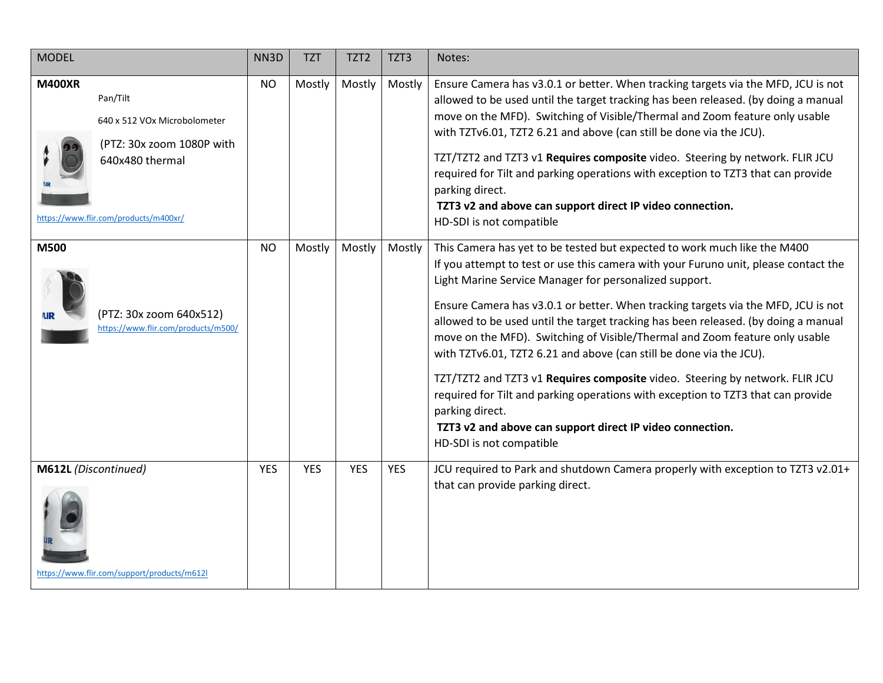| MODEL | NN3D | TZT | TZT2 | TZT3 | Notes: |
|---|---|---|---|---|---|
| **M400XR**<br>Pan/Tilt<br>640 x 512 VOx Microbolometer<br>(PTZ: 30x zoom 1080P with 640x480 thermal<br>https://www.flir.com/products/m400xr/ | NO | Mostly | Mostly | Mostly | Ensure Camera has v3.0.1 or better. When tracking targets via the MFD, JCU is not allowed to be used until the target tracking has been released. (by doing a manual move on the MFD). Switching of Visible/Thermal and Zoom feature only usable with TZTv6.01, TZT2 6.21 and above (can still be done via the JCU).<br><br>TZT/TZT2 and TZT3 v1 **Requires composite** video. Steering by network. FLIR JCU required for Tilt and parking operations with exception to TZT3 that can provide parking direct.<br>**TZT3 v2 and above can support direct IP video connection.**<br>HD-SDI is not compatible |
| **M500**<br>(PTZ: 30x zoom 640x512)<br>https://www.flir.com/products/m500/ | NO | Mostly | Mostly | Mostly | This Camera has yet to be tested but expected to work much like the M400<br>If you attempt to test or use this camera with your Furuno unit, please contact the Light Marine Service Manager for personalized support.<br><br>Ensure Camera has v3.0.1 or better. When tracking targets via the MFD, JCU is not allowed to be used until the target tracking has been released. (by doing a manual move on the MFD). Switching of Visible/Thermal and Zoom feature only usable with TZTv6.01, TZT2 6.21 and above (can still be done via the JCU).<br><br>TZT/TZT2 and TZT3 v1 **Requires composite** video. Steering by network. FLIR JCU required for Tilt and parking operations with exception to TZT3 that can provide parking direct.<br>**TZT3 v2 and above can support direct IP video connection.**<br>HD-SDI is not compatible |
| **M612L** *(Discontinued)*<br>https://www.flir.com/support/products/m612l | YES | YES | YES | YES | JCU required to Park and shutdown Camera properly with exception to TZT3 v2.01+ that can provide parking direct. |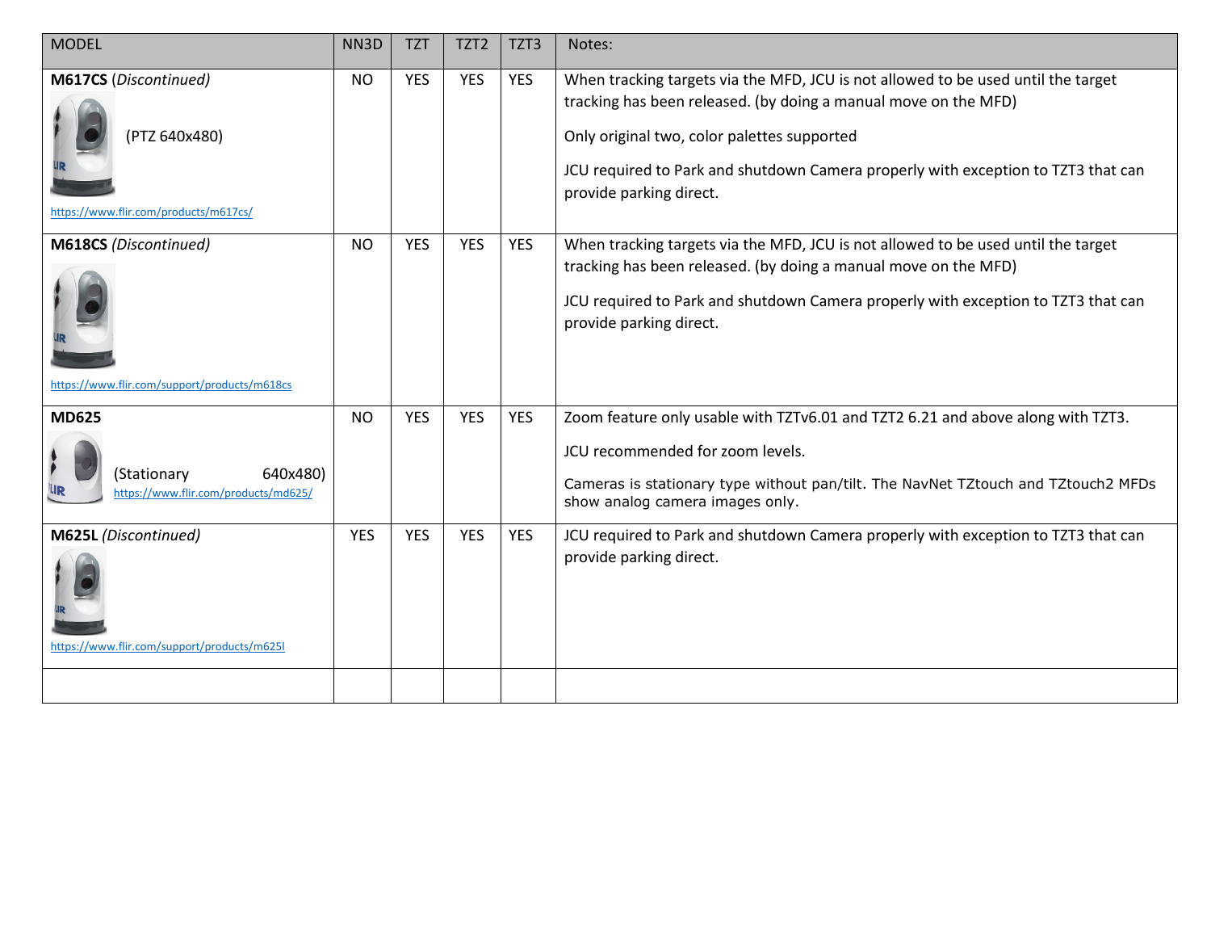| MODEL | NN3D | TZT | TZT2 | TZT3 | Notes: |
|---|---|---|---|---|---|
| **M617CS** *(Discontinued)* (PTZ 640x480) https://www.flir.com/products/m617cs/ | NO | YES | YES | YES | When tracking targets via the MFD, JCU is not allowed to be used until the target tracking has been released. (by doing a manual move on the MFD) Only original two, color palettes supported JCU required to Park and shutdown Camera properly with exception to TZT3 that can provide parking direct. |
| **M618CS** *(Discontinued)* https://www.flir.com/support/products/m618cs | NO | YES | YES | YES | When tracking targets via the MFD, JCU is not allowed to be used until the target tracking has been released. (by doing a manual move on the MFD) JCU required to Park and shutdown Camera properly with exception to TZT3 that can provide parking direct. |
| **MD625** (Stationary 640x480) https://www.flir.com/products/md625/ | NO | YES | YES | YES | Zoom feature only usable with TZTv6.01 and TZT2 6.21 and above along with TZT3. JCU recommended for zoom levels. Cameras is stationary type without pan/tilt. The NavNet TZtouch and TZtouch2 MFDs show analog camera images only. |
| **M625L** *(Discontinued)* https://www.flir.com/support/products/m625l | YES | YES | YES | YES | JCU required to Park and shutdown Camera properly with exception to TZT3 that can provide parking direct. |
| | | | | | |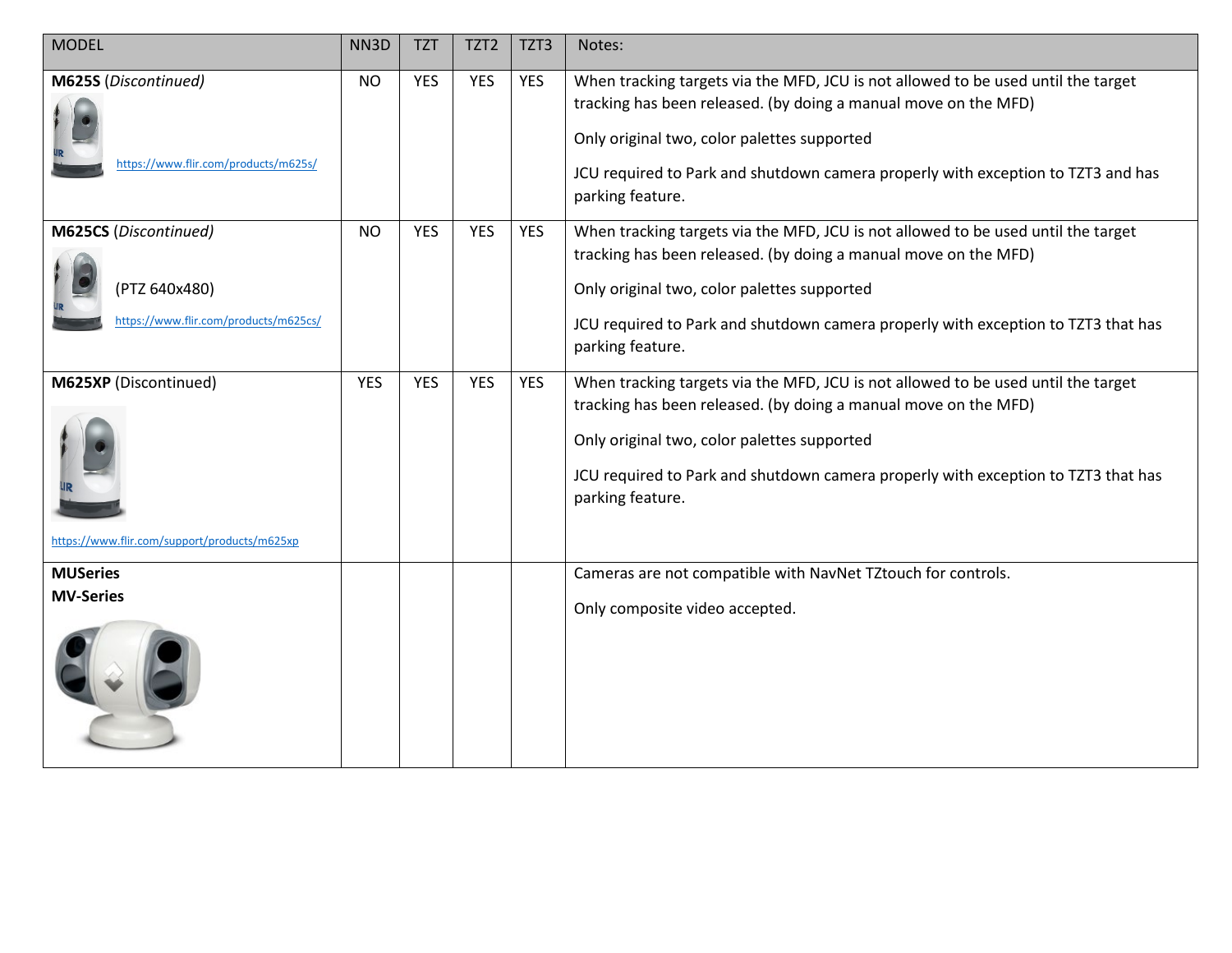| MODEL | NN3D | TZT | TZT2 | TZT3 | Notes: |
|---|---|---|---|---|---|
| **M625S** (*Discontinued*) https://www.flir.com/products/m625s/ | NO | YES | YES | YES | When tracking targets via the MFD, JCU is not allowed to be used until the target tracking has been released. (by doing a manual move on the MFD) Only original two, color palettes supported JCU required to Park and shutdown camera properly with exception to TZT3 and has parking feature. |
| **M625CS** (*Discontinued)* (PTZ 640x480) https://www.flir.com/products/m625cs/ | NO | YES | YES | YES | When tracking targets via the MFD, JCU is not allowed to be used until the target tracking has been released. (by doing a manual move on the MFD) Only original two, color palettes supported JCU required to Park and shutdown camera properly with exception to TZT3 that has parking feature. |
| **M625XP** (Discontinued) https://www.flir.com/support/products/m625xp | YES | YES | YES | YES | When tracking targets via the MFD, JCU is not allowed to be used until the target tracking has been released. (by doing a manual move on the MFD) Only original two, color palettes supported JCU required to Park and shutdown camera properly with exception to TZT3 that has parking feature. |
| **MUSeries** **MV-Series** | | | | | Cameras are not compatible with NavNet TZtouch for controls. Only composite video accepted. |